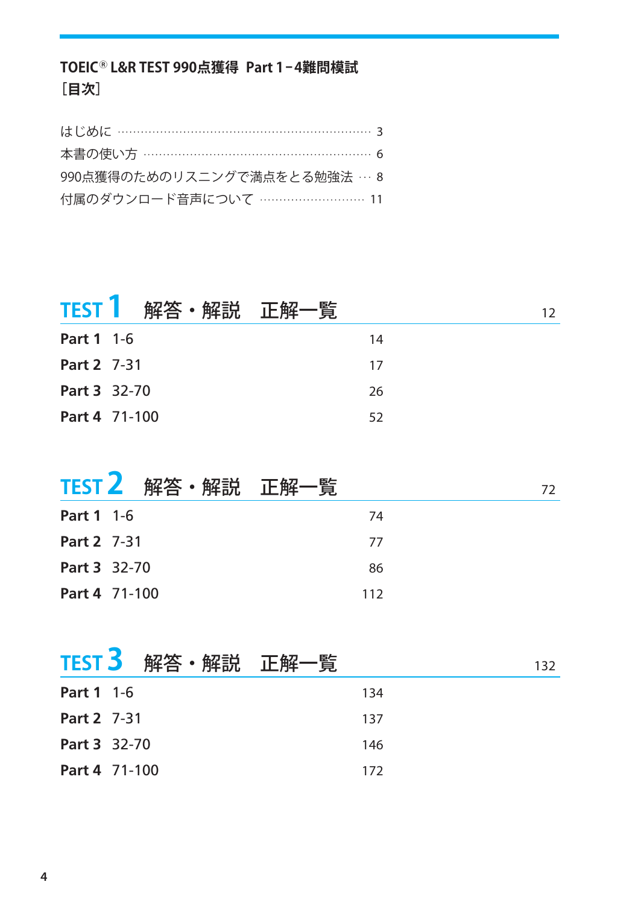# TOEIC® L&R TEST 990点獲得 Part 1－4難問模試

［目次］

はじめに …… 3
本書の使い方 …… 6
990点獲得のためのリスニングで満点をとる勉強法 … 8
付属のダウンロード音声について …… 11

## TEST 1　解答・解説　正解一覧　12

| | |
|---|---|
| **Part 1**　1-6 | 14 |
| **Part 2**　7-31 | 17 |
| **Part 3**　32-70 | 26 |
| **Part 4**　71-100 | 52 |

## TEST 2　解答・解説　正解一覧　72

| | |
|---|---|
| **Part 1**　1-6 | 74 |
| **Part 2**　7-31 | 77 |
| **Part 3**　32-70 | 86 |
| **Part 4**　71-100 | 112 |

## TEST 3　解答・解説　正解一覧　132

| | |
|---|---|
| **Part 1**　1-6 | 134 |
| **Part 2**　7-31 | 137 |
| **Part 3**　32-70 | 146 |
| **Part 4**　71-100 | 172 |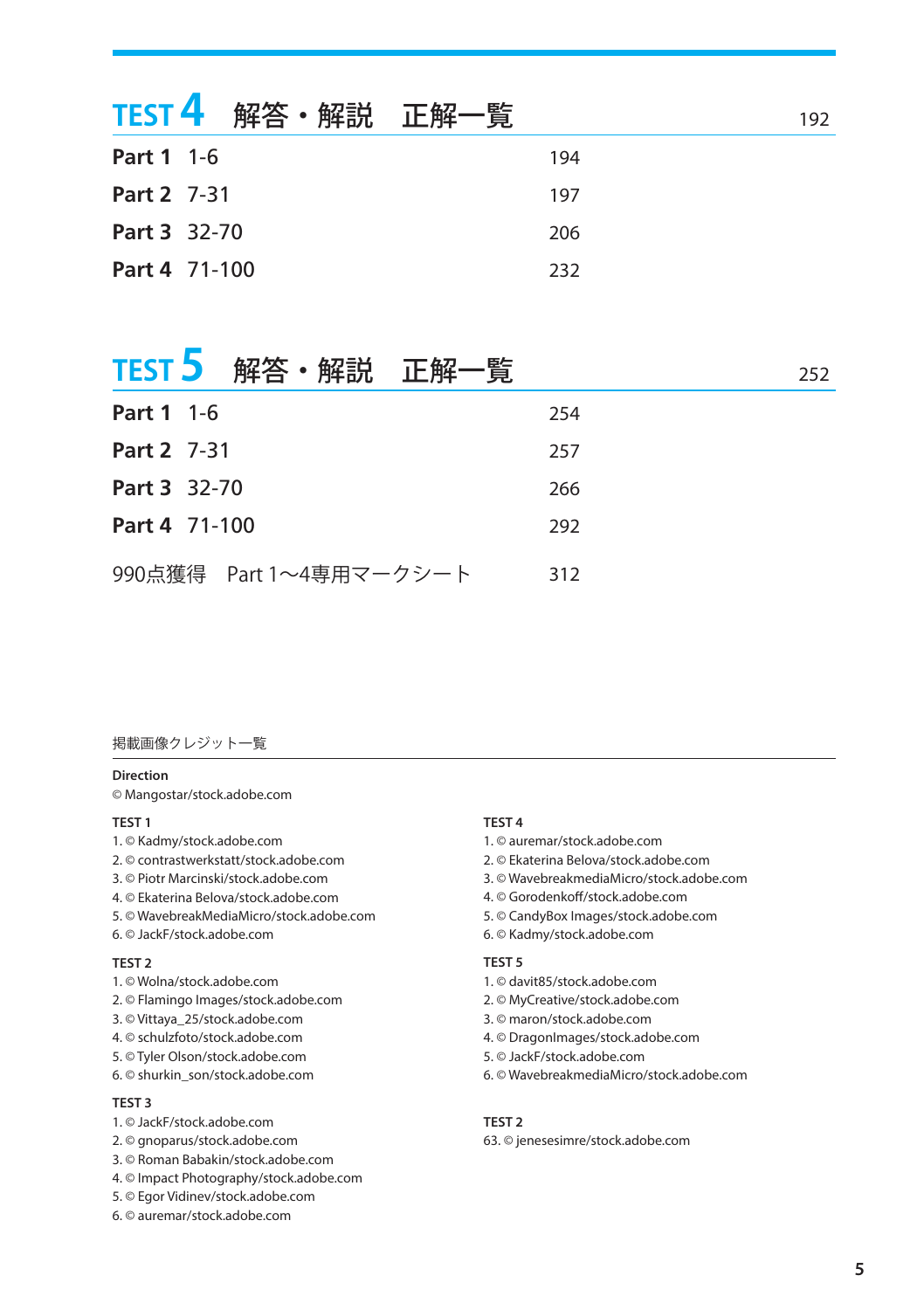## TEST 4　解答・解説　正解一覧 192

| | |
|---|---|
| **Part 1**　1-6 | 194 |
| **Part 2**　7-31 | 197 |
| **Part 3**　32-70 | 206 |
| **Part 4**　71-100 | 232 |

## TEST 5　解答・解説　正解一覧 252

| | |
|---|---|
| **Part 1**　1-6 | 254 |
| **Part 2**　7-31 | 257 |
| **Part 3**　32-70 | 266 |
| **Part 4**　71-100 | 292 |

990点獲得　Part 1～4専用マークシート　312

掲載画像クレジット一覧

**Direction**
© Mangostar/stock.adobe.com

**TEST 1**
1. © Kadmy/stock.adobe.com
2. © contrastwerkstatt/stock.adobe.com
3. © Piotr Marcinski/stock.adobe.com
4. © Ekaterina Belova/stock.adobe.com
5. © WavebreakMediaMicro/stock.adobe.com
6. © JackF/stock.adobe.com

**TEST 2**
1. © Wolna/stock.adobe.com
2. © Flamingo Images/stock.adobe.com
3. © Vittaya_25/stock.adobe.com
4. © schulzfoto/stock.adobe.com
5. © Tyler Olson/stock.adobe.com
6. © shurkin_son/stock.adobe.com

**TEST 3**
1. © JackF/stock.adobe.com
2. © gnoparus/stock.adobe.com
3. © Roman Babakin/stock.adobe.com
4. © Impact Photography/stock.adobe.com
5. © Egor Vidinev/stock.adobe.com
6. © auremar/stock.adobe.com

**TEST 4**
1. © auremar/stock.adobe.com
2. © Ekaterina Belova/stock.adobe.com
3. © WavebreakmediaMicro/stock.adobe.com
4. © Gorodenkoff/stock.adobe.com
5. © CandyBox Images/stock.adobe.com
6. © Kadmy/stock.adobe.com

**TEST 5**
1. © davit85/stock.adobe.com
2. © MyCreative/stock.adobe.com
3. © maron/stock.adobe.com
4. © DragonImages/stock.adobe.com
5. © JackF/stock.adobe.com
6. © WavebreakmediaMicro/stock.adobe.com

**TEST 2**
63. © jenesesimre/stock.adobe.com